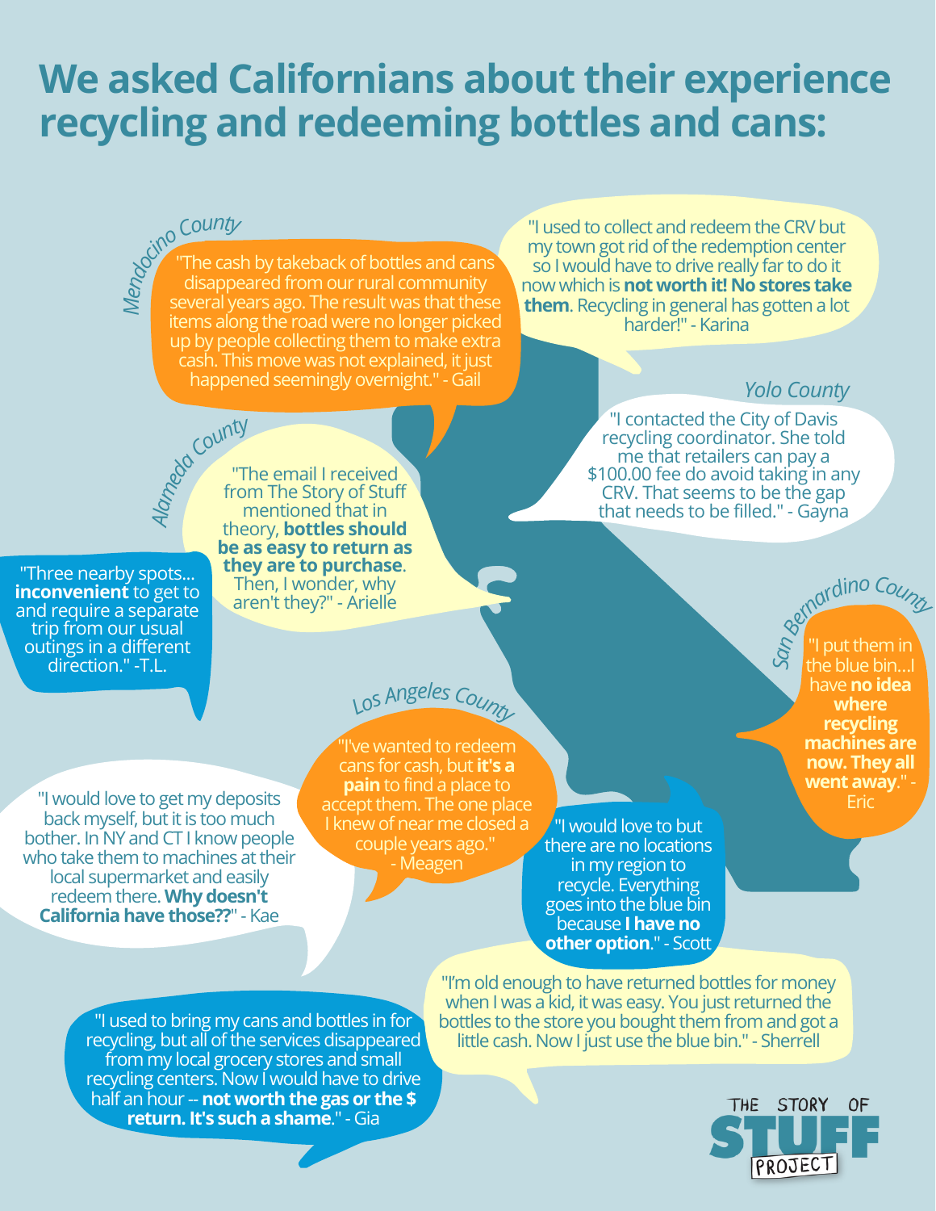# We asked Californians about their experience recycling and redeeming bottles and cans:

*Mendocino County*

"The cash by takeback of bottles and cans disappeared from our rural community several years ago. The result was that these items along the road were no longer picked up by people collecting them to make extra cash. This move was not explained, it just happened seemingly overnight." - Gail

"I used to collect and redeem the CRV but my town got rid of the redemption center so I would have to drive really far to do it now which is **not worth it! No stores take them**. Recycling in general has gotten a lot harder!" - Karina

*Yolo County*

"I contacted the City of Davis recycling coordinator. She told me that retailers can pay a $100.00 fee do avoid taking in any CRV. That seems to be the gap that needs to be filled." - Gayna

*Alameda County*

"The email I received from The Story of Stuff mentioned that in theory, **bottles should be as easy to return as they are to purchase**. Then, I wonder, why aren't they?" - Arielle

"Three nearby spots... **inconvenient** to get to and require a separate trip from our usual outings in a different direction." -T.L.

*San Bernardino County*

"I put them in the blue bin...I have **no idea where recycling machines are now. They all went away**." - Eric

*Los Angeles County*

"I've wanted to redeem cans for cash, but **it's a pain** to find a place to accept them. The one place I knew of near me closed a couple years ago." - Meagen

"I would love to get my deposits back myself, but it is too much bother. In NY and CT I know people who take them to machines at their local supermarket and easily redeem there. **Why doesn't California have those??**" - Kae

"I would love to but there are no locations in my region to recycle. Everything goes into the blue bin because **I have no other option**." - Scott

"I'm old enough to have returned bottles for money when I was a kid, it was easy. You just returned the bottles to the store you bought them from and got a little cash. Now I just use the blue bin." - Sherrell

"I used to bring my cans and bottles in for recycling, but all of the services disappeared from my local grocery stores and small recycling centers. Now I would have to drive half an hour -- **not worth the gas or the $ return. It's such a shame**." - Gia

THE STORY OF STUFF PROJECT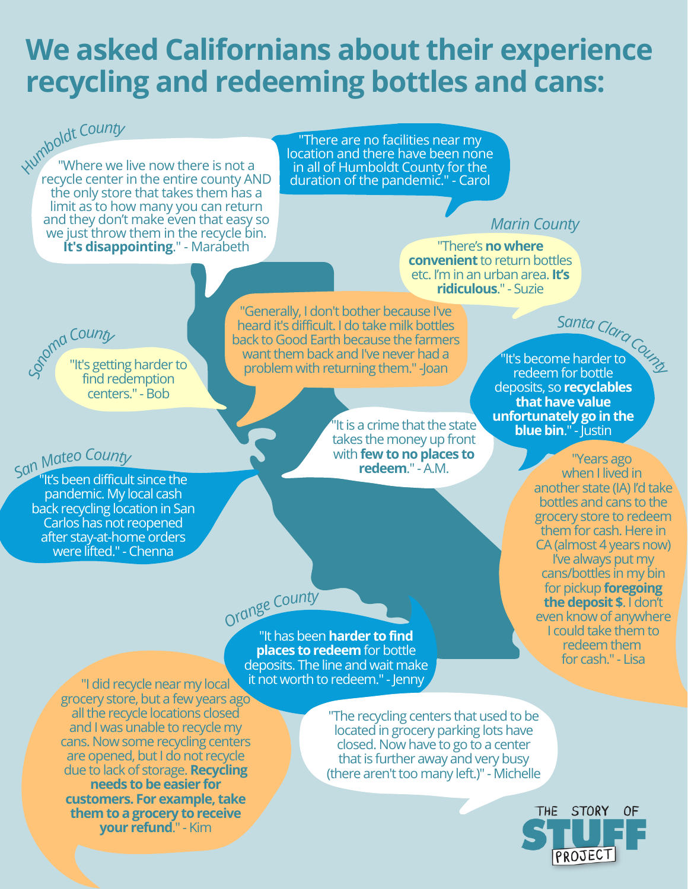# We asked Californians about their experience recycling and redeeming bottles and cans:

## Humboldt County

"Where we live now there is not a recycle center in the entire county AND the only store that takes them has a limit as to how many you can return and they don't make even that easy so we just throw them in the recycle bin. **It's disappointing**." - Marabeth

"There are no facilities near my location and there have been none in all of Humboldt County for the duration of the pandemic." - Carol

## Marin County

"There's **no where convenient** to return bottles etc. I'm in an urban area. **It's ridiculous**." - Suzie

"Generally, I don't bother because I've heard it's difficult. I do take milk bottles back to Good Earth because the farmers want them back and I've never had a problem with returning them." -Joan

## Sonoma County

"It's getting harder to find redemption centers." - Bob

## Santa Clara County

"It's become harder to redeem for bottle deposits, so **recyclables that have value unfortunately go in the blue bin**." - Justin

"It is a crime that the state takes the money up front with **few to no places to redeem**." - A.M.

## San Mateo County

"It's been difficult since the pandemic. My local cash back recycling location in San Carlos has not reopened after stay-at-home orders were lifted." - Chenna

"Years ago when I lived in another state (IA) I'd take bottles and cans to the grocery store to redeem them for cash. Here in CA (almost 4 years now) I've always put my cans/bottles in my bin for pickup **foregoing the deposit $**. I don't even know of anywhere I could take them to redeem them for cash." - Lisa

## Orange County

"It has been **harder to find places to redeem** for bottle deposits. The line and wait make it not worth to redeem." - Jenny

"I did recycle near my local grocery store, but a few years ago all the recycle locations closed and I was unable to recycle my cans. Now some recycling centers are opened, but I do not recycle due to lack of storage. **Recycling needs to be easier for customers. For example, take them to a grocery to receive your refund**." - Kim

"The recycling centers that used to be located in grocery parking lots have closed. Now have to go to a center that is further away and very busy (there aren't too many left.)" - Michelle

THE STORY OF STUFF PROJECT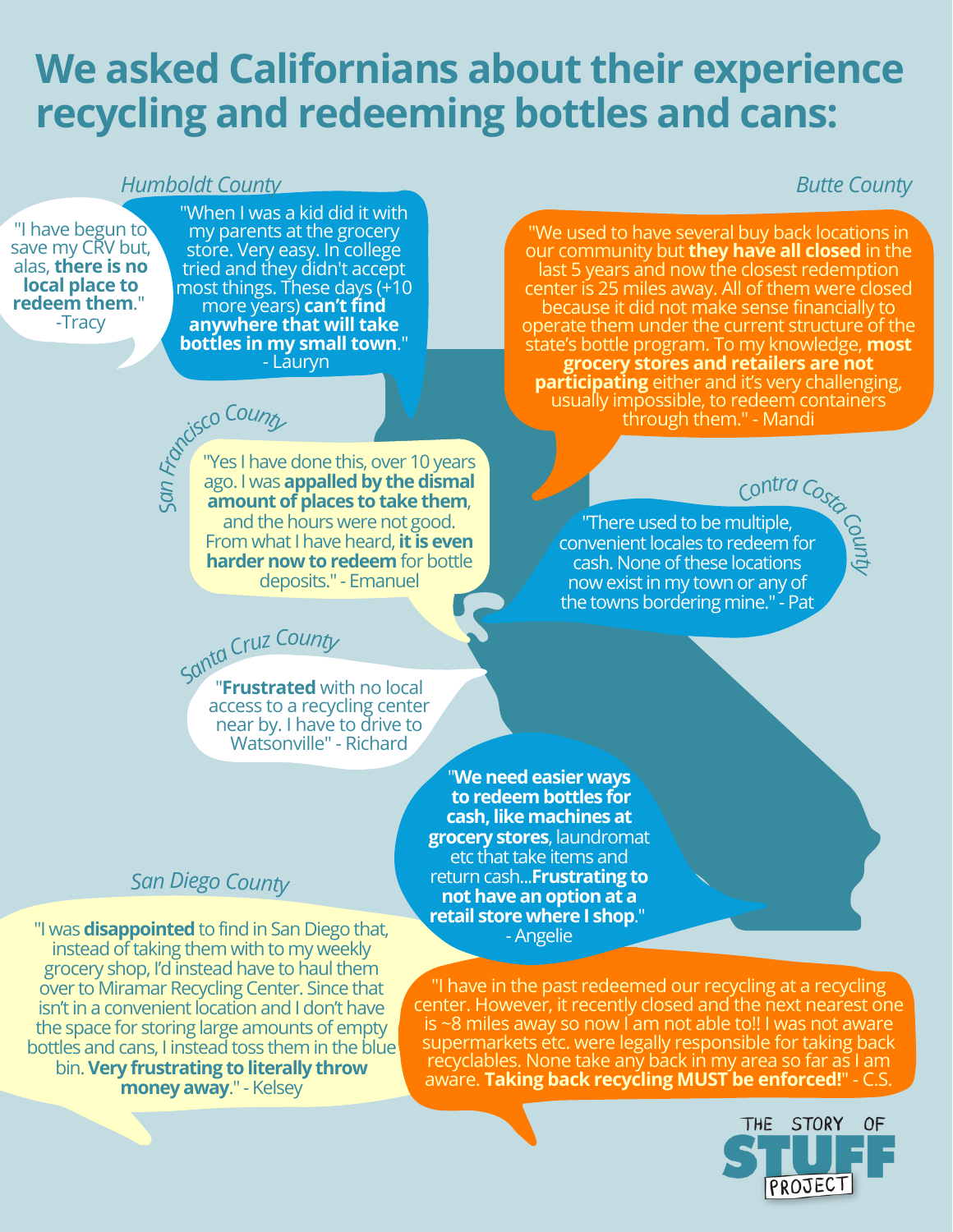# We asked Californians about their experience recycling and redeeming bottles and cans:

*Humboldt County*

"I have begun to save my CRV but, alas, **there is no local place to redeem them**." -Tracy

"When I was a kid did it with my parents at the grocery store. Very easy. In college tried and they didn't accept most things. These days (+10 more years) **can't find anywhere that will take bottles in my small town**." - Lauryn

*Butte County*

"We used to have several buy back locations in our community but **they have all closed** in the last 5 years and now the closest redemption center is 25 miles away. All of them were closed because it did not make sense financially to operate them under the current structure of the state's bottle program. To my knowledge, **most grocery stores and retailers are not participating** either and it's very challenging, usually impossible, to redeem containers through them." - Mandi

*San Francisco County*

"Yes I have done this, over 10 years ago. I was **appalled by the dismal amount of places to take them**, and the hours were not good. From what I have heard, **it is even harder now to redeem** for bottle deposits." - Emanuel

*Contra Costa County*

"There used to be multiple, convenient locales to redeem for cash. None of these locations now exist in my town or any of the towns bordering mine." - Pat

*Santa Cruz County*

"**Frustrated** with no local access to a recycling center near by. I have to drive to Watsonville" - Richard

"**We need easier ways to redeem bottles for cash, like machines at grocery stores**, laundromat etc that take items and return cash...**Frustrating to not have an option at a retail store where I shop**." - Angelie

*San Diego County*

"I was **disappointed** to find in San Diego that, instead of taking them with to my weekly grocery shop, I'd instead have to haul them over to Miramar Recycling Center. Since that isn't in a convenient location and I don't have the space for storing large amounts of empty bottles and cans, I instead toss them in the blue bin. **Very frustrating to literally throw money away**." - Kelsey

"I have in the past redeemed our recycling at a recycling center. However, it recently closed and the next nearest one is ~8 miles away so now I am not able to!! I was not aware supermarkets etc. were legally responsible for taking back recyclables. None take any back in my area so far as I am aware. **Taking back recycling MUST be enforced!**" - C.S.

THE STORY OF STUFF PROJECT